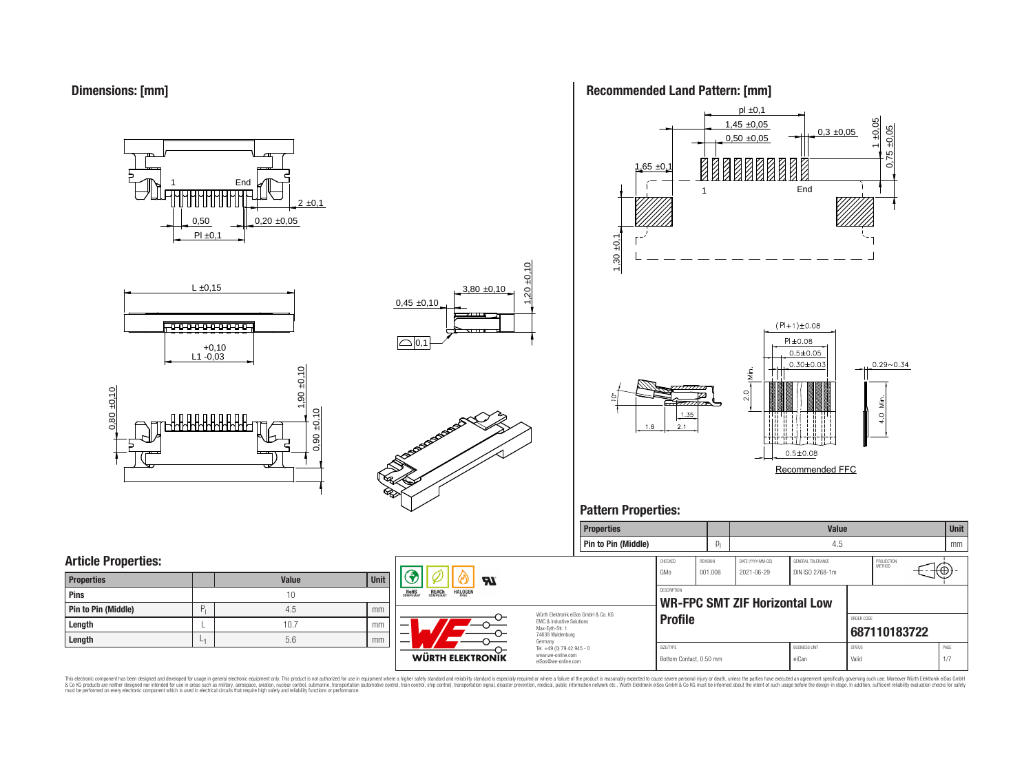## Dimensions: [mm]

1 End

2 ±0,1

0,50

0,20 ±0,05

Pl ±0,1

L ±0,15

+0,10
L1 -0,03

3,80 ±0,10

0,45 ±0,10

1,20 ±0,10

0,1

0,80 ±0,10

1,90 ±0,10

0,90 ±0,10

## Recommended Land Pattern: [mm]

pl ±0,1

1,45 ±0,05

0,50 ±0,05

0,3 ±0,05

1 ±0,05

0,75 ±0,05

1,65 ±0,1

1 End

1,30 ±0,1

(Pl+1)±0.08

Pl±0.08

0.5±0.05

0.30±0.03

0.29~0.34

2.0 Min.

4.0 Min.

10°

1.35

1.8

2.1

0.5±0.08

Recommended FFC

## Pattern Properties:

| Properties | | Value | Unit |
|---|---|---|---|
| Pin to Pin (Middle) | $P_l$ | 4.5 | mm |

## Article Properties:

| Properties | | Value | Unit |
|---|---|---|---|
| Pins | | 10 | |
| Pin to Pin (Middle) | $P_l$ | 4.5 | mm |
| Length | L | 10.7 | mm |
| Length | $L_1$ | 5.6 | mm |

| CHECKED | REVISION | DATE (YYYY-MM-DD) | GENERAL TOLERANCE | PROJECTION METHOD |
|---|---|---|---|---|
| GMo | 001.008 | 2021-06-29 | DIN ISO 2768-1m | |

DESCRIPTION

**WR-FPC SMT ZIF Horizontal Low Profile**

ORDER CODE

**687110183722**

| SIZE/TYPE | BUSINESS UNIT | STATUS | PAGE |
|---|---|---|---|
| Bottom Contact, 0.50 mm | eiCan | Valid | 1/7 |

RoHS COMPLIANT REACh COMPLIANT HALOGEN FREE

Würth Elektronik eiSos GmbH & Co. KG
EMC & Inductive Solutions
Max-Eyth-Str. 1
74638 Waldenburg
Germany
Tel. +49 (0) 79 42 945 - 0
www.we-online.com
eiSos@we-online.com

WÜRTH ELEKTRONIK

This electronic component has been designed and developed for usage in general electronic equipment only. This product is not authorized for use in equipment where a higher safety standard and reliability standard is especially required or where a failure of the product is reasonably expected to cause severe personal injury or death, unless the parties have executed an agreement specifically governing such use. Moreover Würth Elektronik eiSos GmbH & Co KG products are neither designed nor intended for use in areas such as military, aerospace, aviation, nuclear control, submarine, transportation (automotive control, train control, ship control), transportation signal, disaster prevention, medical, public information network etc.. Würth Elektronik eiSos GmbH & Co KG must be informed about the intent of such usage before the design-in stage. In addition, sufficient reliability evaluation checks for safety must be performed on every electronic component which is used in electrical circuits that require high safety and reliability functions or performance.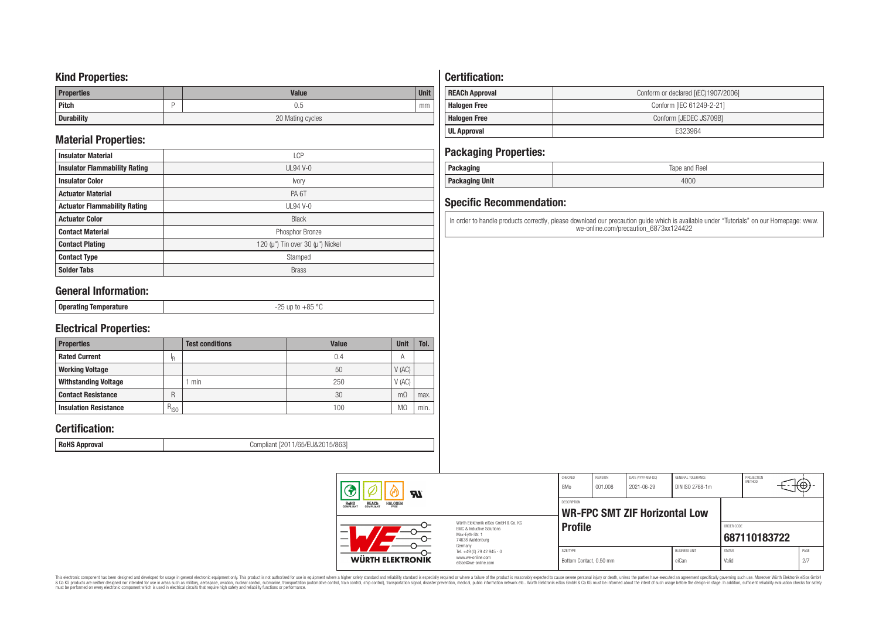## Kind Properties:

| Properties | | Value | Unit |
|---|---|---|---|
| Pitch | P | 0.5 | mm |
| Durability | | 20 Mating cycles | |

## Material Properties:

| | |
|---|---|
| Insulator Material | LCP |
| Insulator Flammability Rating | UL94 V-0 |
| Insulator Color | Ivory |
| Actuator Material | PA 6T |
| Actuator Flammability Rating | UL94 V-0 |
| Actuator Color | Black |
| Contact Material | Phosphor Bronze |
| Contact Plating | 120 (µ") Tin over 30 (µ") Nickel |
| Contact Type | Stamped |
| Solder Tabs | Brass |

## General Information:

| | |
|---|---|
| Operating Temperature | -25 up to +85 °C |

## Electrical Properties:

| Properties | | Test conditions | Value | Unit | Tol. |
|---|---|---|---|---|---|
| Rated Current | $I_R$ | | 0.4 | A | |
| Working Voltage | | | 50 | V (AC) | |
| Withstanding Voltage | | 1 min | 250 | V (AC) | |
| Contact Resistance | R | | 30 | mΩ | max. |
| Insulation Resistance | $R_{ISO}$ | | 100 | MΩ | min. |

## Certification:

| | |
|---|---|
| RoHS Approval | Compliant [2011/65/EU&2015/863] |

## Certification:

| | |
|---|---|
| REACh Approval | Conform or declared [(EC)1907/2006] |
| Halogen Free | Conform [IEC 61249-2-21] |
| Halogen Free | Conform [JEDEC JS709B] |
| UL Approval | E323964 |

## Packaging Properties:

| | |
|---|---|
| Packaging | Tape and Reel |
| Packaging Unit | 4000 |

## Specific Recommendation:

In order to handle products correctly, please download our precaution guide which is available under "Tutorials" on our Homepage: www.we-online.com/precaution_6873xx124422

| CHECKED | REVISION | DATE (YYYY-MM-DD) | GENERAL TOLERANCE | PROJECTION METHOD |
|---|---|---|---|---|
| GMo | 001.008 | 2021-06-29 | DIN ISO 2768-1m | |

Würth Elektronik eiSos GmbH & Co. KG
EMC & Inductive Solutions
Max-Eyth-Str. 1
74638 Waldenburg
Germany
Tel. +49 (0) 79 42 945 - 0
www.we-online.com
eiSos@we-online.com

DESCRIPTION: **WR-FPC SMT ZIF Horizontal Low Profile**

ORDER CODE: **687110183722**

| SIZE/TYPE | BUSINESS UNIT | STATUS | PAGE |
|---|---|---|---|
| Bottom Contact, 0.50 mm | eiCan | Valid | 2/7 |

This electronic component has been designed and developed for usage in general electronic equipment only. This product is not authorized for use in equipment where a higher safety standard and reliability standard is especially required or where a failure of the product is reasonably expected to cause severe personal injury or death, unless the parties have executed an agreement specifically governing such use. Moreover Würth Elektronik eiSos GmbH & Co KG products are neither designed nor intended for use in areas such as military, aerospace, aviation, nuclear control, submarine, transportation (automotive control, train control, ship control), transportation signal, disaster prevention, medical, public information network etc.. Würth Elektronik eiSos GmbH & Co KG must be informed about the intent of such usage before the design-in stage. In addition, sufficient reliability evaluation checks for safety must be performed on every electronic component which is used in electrical circuits that require high safety and reliability functions or performance.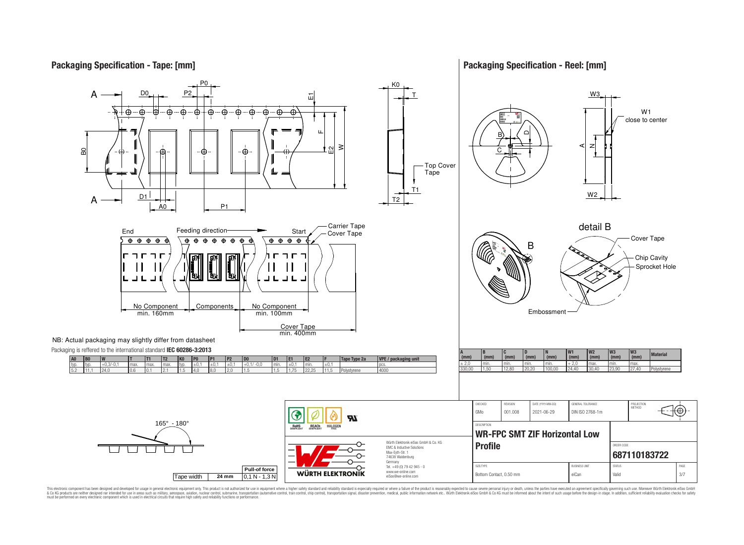## Packaging Specification - Tape: [mm]

End — Feeding direction — Start

Carrier Tape
Cover Tape

No Component min. 160mm | Components | No Component min. 100mm

Cover Tape min. 400mm

NB: Actual packaging may slightly differ from datasheet

Packaging is reffered to the international standard **IEC 60286-3:2013**

| A0 | B0 | W | T | T1 | T2 | K0 | P0 | P1 | P2 | D0 | D1 | E1 | E2 | F | Tape Type 2a | VPE / packaging unit |
|---|---|---|---|---|---|---|---|---|---|---|---|---|---|---|---|---|
| typ. | typ. | +0,3/-0,1 | max. | max. | max. | typ. | ±0,1 | ±0,1 | ±0,1 | +0,1/ -0,0 | min. | ±0,1 | min. | ±0,1 | | pcs. |
| 5,2 | 11,1 | 24,0 | 0,6 | 0,1 | 2,1 | 1,5 | 4,0 | 8,0 | 2,0 | 1,5 | 1,5 | 1,75 | 22,25 | 11,5 | Polystyrene | 4000 |

165° - 180°

| Tape width | Pull-of force |
|---|---|
| 24 mm | 0,1 N - 1,3 N |

## Packaging Specification - Reel: [mm]

W1 close to center

detail B

Cover Tape
Chip Cavity
Sprocket Hole
Embossment

| A (mm) | B (mm) | C (mm) | D (mm) | N (mm) | W1 (mm) | W2 (mm) | W3 (mm) | W3 (mm) | Material |
|---|---|---|---|---|---|---|---|---|---|
| ± 2,0 | min. | min. | min. | min. | + 2,0 | max. | min. | max. | |
| 330,00 | 1,50 | 12,80 | 20,20 | 100,00 | 24,40 | 30,40 | 23,90 | 27,40 | Polystyrene |

| CHECKED | REVISION | DATE (YYYY-MM-DD) | GENERAL TOLERANCE | PROJECTION METHOD |
|---|---|---|---|---|
| GMo | 001.008 | 2021-06-29 | DIN ISO 2768-1m | |

DESCRIPTION: **WR-FPC SMT ZIF Horizontal Low Profile**

ORDER CODE: **687110183722**

| SIZE/TYPE | BUSINESS UNIT | STATUS | PAGE |
|---|---|---|---|
| Bottom Contact, 0.50 mm | eiCan | Valid | 3/7 |

RoHS COMPLIANT · REACh COMPLIANT · HALOGEN FREE

Würth Elektronik eiSos GmbH & Co. KG
EMC & Inductive Solutions
Max-Eyth-Str. 1
74638 Waldenburg
Germany
Tel. +49 (0) 79 42 945 - 0
www.we-online.com
eiSos@we-online.com

This electronic component has been designed and developed for usage in general electronic equipment only. This product is not authorized for use in equipment where a higher safety standard and reliability standard is especially required or where a failure of the product is reasonably expected to cause severe personal injury or death, unless the parties have executed an agreement specifically governing such use. Moreover Würth Elektronik eiSos GmbH & Co KG products are neither designed nor intended for use in areas such as military, aerospace, aviation, nuclear control, submarine, transportation (automotive control, train control, ship control), transportation signal, disaster prevention, medical, public information network etc.. Würth Elektronik eiSos GmbH & Co KG must be informed about the intent of such usage before the design-in stage. In addition, sufficient reliability evaluation checks for safety must be performed on every electronic component which is used in electrical circuits that require high safety and reliability functions or performance.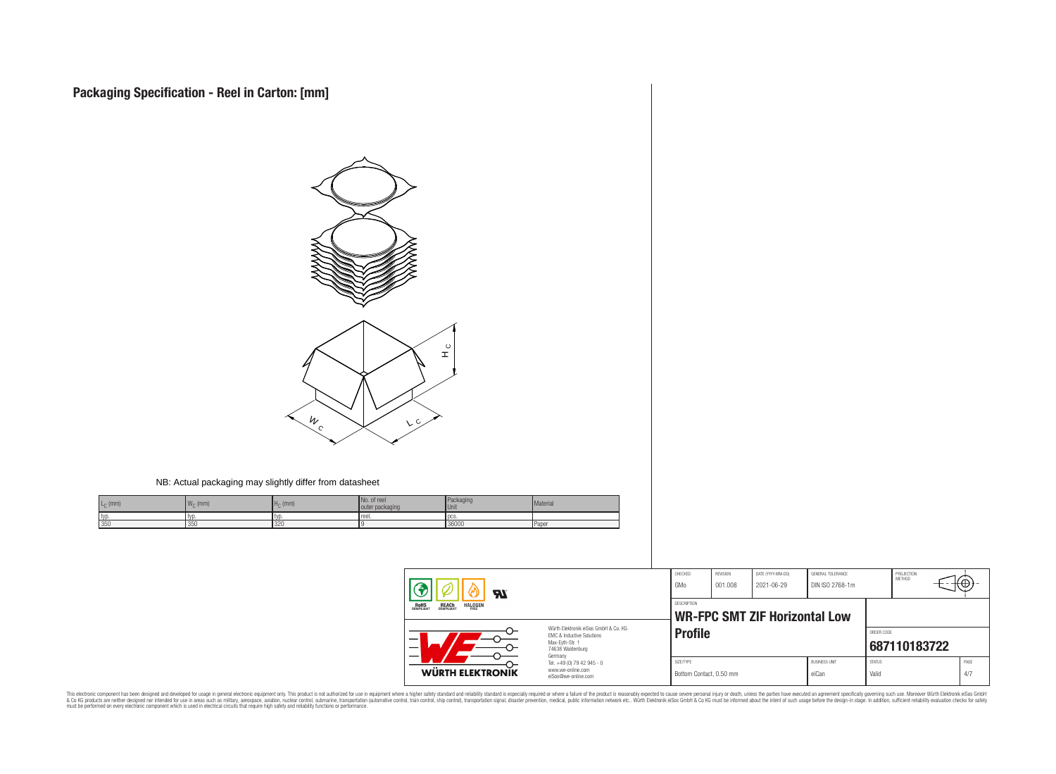# Packaging Specification - Reel in Carton: [mm]

NB: Actual packaging may slightly differ from datasheet

| $L_C$ (mm) | $W_C$ (mm) | $H_C$ (mm) | No. of reel outer packaging | Packaging Unit | Material |
|---|---|---|---|---|---|
| typ. | typ. | typ. | reel. | pcs. | |
| 350 | 350 | 320 | 9 | 36000 | Paper |

| CHECKED | REVISION | DATE (YYYY-MM-DD) | GENERAL TOLERANCE | PROJECTION METHOD |
|---|---|---|---|---|
| GMo | 001.008 | 2021-06-29 | DIN ISO 2768-1m | |

DESCRIPTION

**WR-FPC SMT ZIF Horizontal Low Profile**

ORDER CODE: **687110183722**

| SIZE/TYPE | BUSINESS UNIT | STATUS | PAGE |
|---|---|---|---|
| Bottom Contact, 0.50 mm | eiCan | Valid | 4/7 |

Würth Elektronik eiSos GmbH & Co. KG
EMC & Inductive Solutions
Max-Eyth-Str. 1
74638 Waldenburg
Germany
Tel. +49 (0) 79 42 945 - 0
www.we-online.com
eiSos@we-online.com

This electronic component has been designed and developed for usage in general electronic equipment only. This product is not authorized for use in equipment where a higher safety standard and reliability standard is especially required or where a failure of the product is reasonably expected to cause severe personal injury or death, unless the parties have executed an agreement specifically governing such use. Moreover Würth Elektronik eiSos GmbH & Co KG products are neither designed nor intended for use in areas such as military, aerospace, aviation, nuclear control, submarine, transportation (automotive control, train control, ship control), transportation signal, disaster prevention, medical, public information network etc.. Würth Elektronik eiSos GmbH & Co KG must be informed about the intent of such usage before the design-in stage. In addition, sufficient reliability evaluation checks for safety must be performed on every electronic component which is used in electrical circuits that require high safety and reliability functions or performance.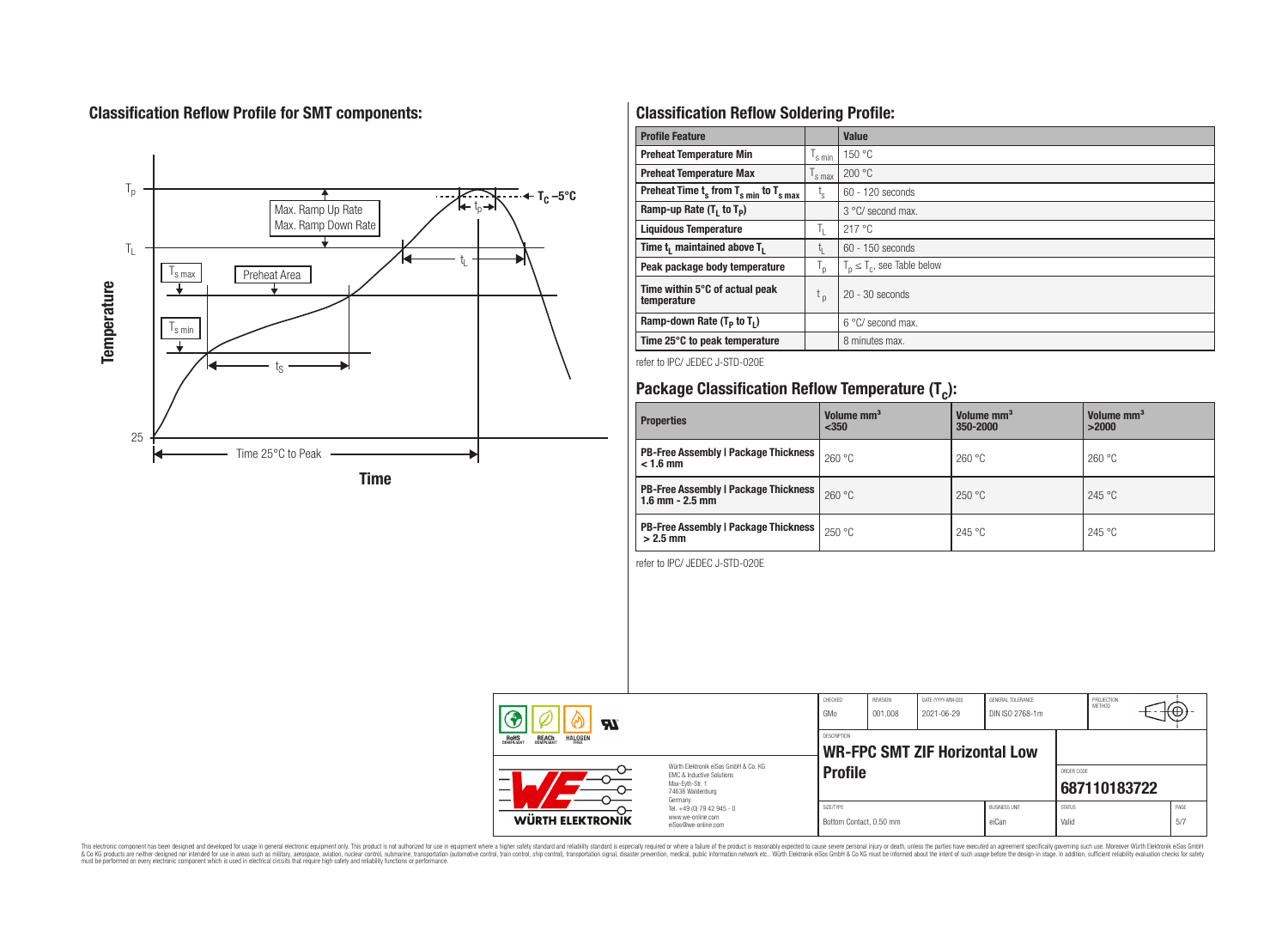## Classification Reflow Profile for SMT components:

## Classification Reflow Soldering Profile:

| Profile Feature | | Value |
|---|---|---|
| Preheat Temperature Min | $T_{s\,min}$ | 150 °C |
| Preheat Temperature Max | $T_{s\,max}$ | 200 °C |
| Preheat Time $t_s$ from $T_{s\,min}$ to $T_{s\,max}$ | $t_s$ | 60 - 120 seconds |
| Ramp-up Rate ($T_L$ to $T_P$) | | 3 °C/ second max. |
| Liquidous Temperature | $T_L$ | 217 °C |
| Time $t_L$ maintained above $T_L$ | $t_L$ | 60 - 150 seconds |
| Peak package body temperature | $T_p$ | $T_p \leq T_c$, see Table below |
| Time within 5°C of actual peak temperature | $t_p$ | 20 - 30 seconds |
| Ramp-down Rate ($T_P$ to $T_L$) | | 6 °C/ second max. |
| Time 25°C to peak temperature | | 8 minutes max. |

refer to IPC/ JEDEC J-STD-020E

## Package Classification Reflow Temperature ($T_c$):

| Properties | Volume mm³ <350 | Volume mm³ 350-2000 | Volume mm³ >2000 |
|---|---|---|---|
| PB-Free Assembly \| Package Thickness < 1.6 mm | 260 °C | 260 °C | 260 °C |
| PB-Free Assembly \| Package Thickness 1.6 mm - 2.5 mm | 260 °C | 250 °C | 245 °C |
| PB-Free Assembly \| Package Thickness > 2.5 mm | 250 °C | 245 °C | 245 °C |

refer to IPC/ JEDEC J-STD-020E

| CHECKED | REVISION | DATE (YYYY-MM-DD) | GENERAL TOLERANCE | PROJECTION METHOD |
|---|---|---|---|---|
| GMo | 001.008 | 2021-06-29 | DIN ISO 2768-1m | |

Würth Elektronik eiSos GmbH & Co. KG
EMC & Inductive Solutions
Max-Eyth-Str. 1
74638 Waldenburg
Germany
Tel. +49 (0) 79 42 945 - 0
www.we-online.com
eiSos@we-online.com

DESCRIPTION: **WR-FPC SMT ZIF Horizontal Low Profile**

ORDER CODE: **687110183722**

SIZE/TYPE: Bottom Contact, 0.50 mm | BUSINESS UNIT: eiCan | STATUS: Valid

This electronic component has been designed and developed for usage in general electronic equipment only. This product is not authorized for use in equipment where a higher safety standard and reliability standard is especially required or where a failure of the product is reasonably expected to cause severe personal injury or death, unless the parties have executed an agreement specifically governing such use. Moreover Würth Elektronik eiSos GmbH & Co KG products are neither designed nor intended for use in areas such as military, aerospace, aviation, nuclear control, submarine, transportation (automotive control, train control, ship control), transportation signal, disaster prevention, medical, public information network etc.. Würth Elektronik eiSos GmbH & Co KG must be informed about the intent of such usage before the design-in stage. In addition, sufficient reliability evaluation checks for safety must be performed on every electronic component which is used in electrical circuits that require high safety and reliability functions or performance.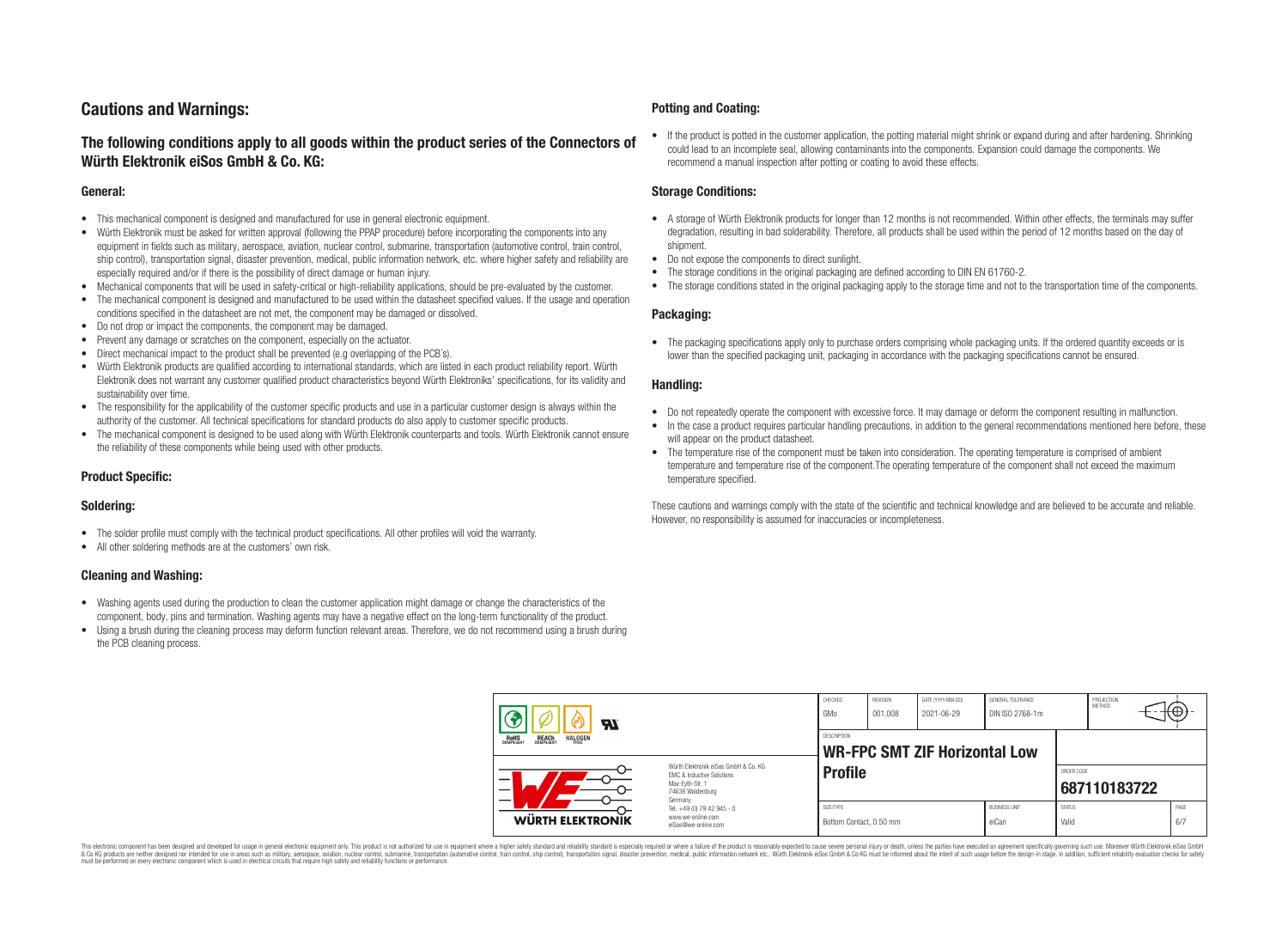# Cautions and Warnings:

## The following conditions apply to all goods within the product series of the Connectors of Würth Elektronik eiSos GmbH & Co. KG:

### General:

- This mechanical component is designed and manufactured for use in general electronic equipment.
- Würth Elektronik must be asked for written approval (following the PPAP procedure) before incorporating the components into any equipment in fields such as military, aerospace, aviation, nuclear control, submarine, transportation (automotive control, train control, ship control), transportation signal, disaster prevention, medical, public information network, etc. where higher safety and reliability are especially required and/or if there is the possibility of direct damage or human injury.
- Mechanical components that will be used in safety-critical or high-reliability applications, should be pre-evaluated by the customer.
- The mechanical component is designed and manufactured to be used within the datasheet specified values. If the usage and operation conditions specified in the datasheet are not met, the component may be damaged or dissolved.
- Do not drop or impact the components, the component may be damaged.
- Prevent any damage or scratches on the component, especially on the actuator.
- Direct mechanical impact to the product shall be prevented (e.g overlapping of the PCB's).
- Würth Elektronik products are qualified according to international standards, which are listed in each product reliability report. Würth Elektronik does not warrant any customer qualified product characteristics beyond Würth Elektroniks' specifications, for its validity and sustainability over time.
- The responsibility for the applicability of the customer specific products and use in a particular customer design is always within the authority of the customer. All technical specifications for standard products do also apply to customer specific products.
- The mechanical component is designed to be used along with Würth Elektronik counterparts and tools. Würth Elektronik cannot ensure the reliability of these components while being used with other products.

### Product Specific:

### Soldering:

- The solder profile must comply with the technical product specifications. All other profiles will void the warranty.
- All other soldering methods are at the customers' own risk.

### Cleaning and Washing:

- Washing agents used during the production to clean the customer application might damage or change the characteristics of the component, body, pins and termination. Washing agents may have a negative effect on the long-term functionality of the product.
- Using a brush during the cleaning process may deform function relevant areas. Therefore, we do not recommend using a brush during the PCB cleaning process.

### Potting and Coating:

- If the product is potted in the customer application, the potting material might shrink or expand during and after hardening. Shrinking could lead to an incomplete seal, allowing contaminants into the components. Expansion could damage the components. We recommend a manual inspection after potting or coating to avoid these effects.

### Storage Conditions:

- A storage of Würth Elektronik products for longer than 12 months is not recommended. Within other effects, the terminals may suffer degradation, resulting in bad solderability. Therefore, all products shall be used within the period of 12 months based on the day of shipment.
- Do not expose the components to direct sunlight.
- The storage conditions in the original packaging are defined according to DIN EN 61760-2.
- The storage conditions stated in the original packaging apply to the storage time and not to the transportation time of the components.

### Packaging:

- The packaging specifications apply only to purchase orders comprising whole packaging units. If the ordered quantity exceeds or is lower than the specified packaging unit, packaging in accordance with the packaging specifications cannot be ensured.

### Handling:

- Do not repeatedly operate the component with excessive force. It may damage or deform the component resulting in malfunction.
- In the case a product requires particular handling precautions, in addition to the general recommendations mentioned here before, these will appear on the product datasheet.
- The temperature rise of the component must be taken into consideration. The operating temperature is comprised of ambient temperature and temperature rise of the component.The operating temperature of the component shall not exceed the maximum temperature specified.

These cautions and warnings comply with the state of the scientific and technical knowledge and are believed to be accurate and reliable. However, no responsibility is assumed for inaccuracies or incompleteness.

| CHECKED | REVISION | DATE (YYYY-MM-DD) | GENERAL TOLERANCE | PROJECTION METHOD |
|---|---|---|---|---|
| GMo | 001.008 | 2021-06-29 | DIN ISO 2768-1m | |

DESCRIPTION: **WR-FPC SMT ZIF Horizontal Low Profile**

ORDER CODE: **687110183722**

| SIZE/TYPE | BUSINESS UNIT | STATUS | PAGE |
|---|---|---|---|
| Bottom Contact, 0.50 mm | eiCan | Valid | 6/7 |

Würth Elektronik eiSos GmbH & Co. KG
EMC & Inductive Solutions
Max-Eyth-Str. 1
74638 Waldenburg
Germany
Tel. +49 (0) 79 42 945 - 0
www.we-online.com
eiSos@we-online.com

This electronic component has been designed and developed for usage in general electronic equipment only. This product is not authorized for use in equipment where a higher safety standard and reliability standard is especially required or where a failure of the product is reasonably expected to cause severe personal injury or death, unless the parties have executed an agreement specifically governing such use. Moreover Würth Elektronik eiSos GmbH & Co KG products are neither designed nor intended for use in areas such as military, aerospace, aviation, nuclear control, submarine, transportation (automotive control, train control, ship control), transportation signal, disaster prevention, medical, public information network etc.. Würth Elektronik eiSos GmbH & Co KG must be informed about the intent of such usage before the design-in stage. In addition, sufficient reliability evaluation checks for safety must be performed on every electronic component which is used in electrical circuits that require high safety and reliability functions or performance.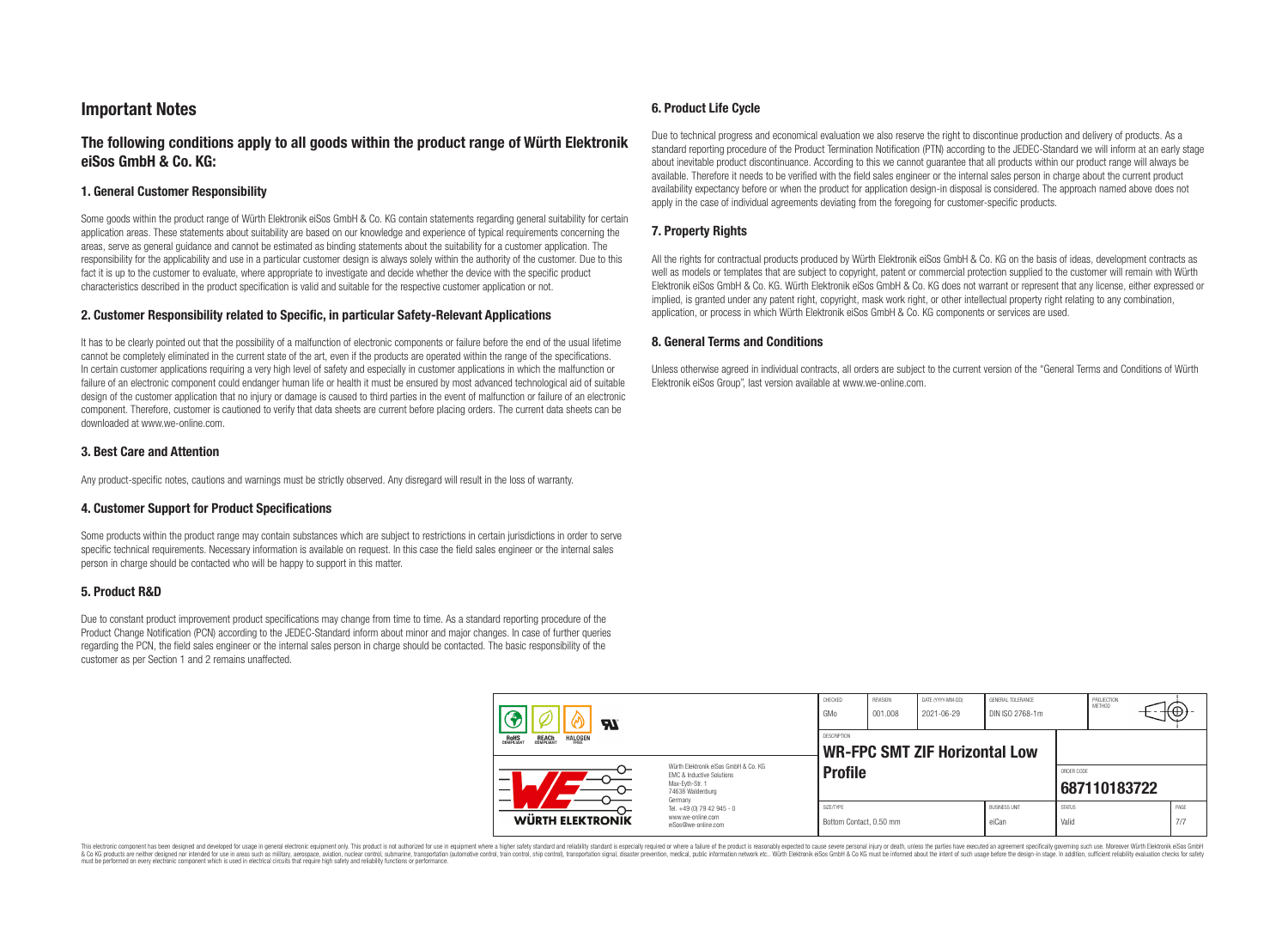# Important Notes

## The following conditions apply to all goods within the product range of Würth Elektronik eiSos GmbH & Co. KG:

### 1. General Customer Responsibility

Some goods within the product range of Würth Elektronik eiSos GmbH & Co. KG contain statements regarding general suitability for certain application areas. These statements about suitability are based on our knowledge and experience of typical requirements concerning the areas, serve as general guidance and cannot be estimated as binding statements about the suitability for a customer application. The responsibility for the applicability and use in a particular customer design is always solely within the authority of the customer. Due to this fact it is up to the customer to evaluate, where appropriate to investigate and decide whether the device with the specific product characteristics described in the product specification is valid and suitable for the respective customer application or not.

### 2. Customer Responsibility related to Specific, in particular Safety-Relevant Applications

It has to be clearly pointed out that the possibility of a malfunction of electronic components or failure before the end of the usual lifetime cannot be completely eliminated in the current state of the art, even if the products are operated within the range of the specifications. In certain customer applications requiring a very high level of safety and especially in customer applications in which the malfunction or failure of an electronic component could endanger human life or health it must be ensured by most advanced technological aid of suitable design of the customer application that no injury or damage is caused to third parties in the event of malfunction or failure of an electronic component. Therefore, customer is cautioned to verify that data sheets are current before placing orders. The current data sheets can be downloaded at www.we-online.com.

### 3. Best Care and Attention

Any product-specific notes, cautions and warnings must be strictly observed. Any disregard will result in the loss of warranty.

### 4. Customer Support for Product Specifications

Some products within the product range may contain substances which are subject to restrictions in certain jurisdictions in order to serve specific technical requirements. Necessary information is available on request. In this case the field sales engineer or the internal sales person in charge should be contacted who will be happy to support in this matter.

### 5. Product R&D

Due to constant product improvement product specifications may change from time to time. As a standard reporting procedure of the Product Change Notification (PCN) according to the JEDEC-Standard inform about minor and major changes. In case of further queries regarding the PCN, the field sales engineer or the internal sales person in charge should be contacted. The basic responsibility of the customer as per Section 1 and 2 remains unaffected.

### 6. Product Life Cycle

Due to technical progress and economical evaluation we also reserve the right to discontinue production and delivery of products. As a standard reporting procedure of the Product Termination Notification (PTN) according to the JEDEC-Standard we will inform at an early stage about inevitable product discontinuance. According to this we cannot guarantee that all products within our product range will always be available. Therefore it needs to be verified with the field sales engineer or the internal sales person in charge about the current product availability expectancy before or when the product for application design-in disposal is considered. The approach named above does not apply in the case of individual agreements deviating from the foregoing for customer-specific products.

### 7. Property Rights

All the rights for contractual products produced by Würth Elektronik eiSos GmbH & Co. KG on the basis of ideas, development contracts as well as models or templates that are subject to copyright, patent or commercial protection supplied to the customer will remain with Würth Elektronik eiSos GmbH & Co. KG. Würth Elektronik eiSos GmbH & Co. KG does not warrant or represent that any license, either expressed or implied, is granted under any patent right, copyright, mask work right, or other intellectual property right relating to any combination, application, or process in which Würth Elektronik eiSos GmbH & Co. KG components or services are used.

### 8. General Terms and Conditions

Unless otherwise agreed in individual contracts, all orders are subject to the current version of the "General Terms and Conditions of Würth Elektronik eiSos Group", last version available at www.we-online.com.

| CHECKED | REVISION | DATE (YYYY-MM-DD) | GENERAL TOLERANCE | PROJECTION METHOD |
|---|---|---|---|---|
| GMo | 001.008 | 2021-06-29 | DIN ISO 2768-1m | |

DESCRIPTION: **WR-FPC SMT ZIF Horizontal Low Profile**

ORDER CODE: **687110183722**

| SIZE/TYPE | BUSINESS UNIT | STATUS | PAGE |
|---|---|---|---|
| Bottom Contact, 0.50 mm | eiCan | Valid | 7/7 |

Würth Elektronik eiSos GmbH & Co. KG
EMC & Inductive Solutions
Max-Eyth-Str. 1
74638 Waldenburg
Germany
Tel. +49 (0) 79 42 945 - 0
www.we-online.com
eiSos@we-online.com

This electronic component has been designed and developed for usage in general electronic equipment only. This product is not authorized for use in equipment where a higher safety standard and reliability standard is especially required or where a failure of the product is reasonably expected to cause severe personal injury or death, unless the parties have executed an agreement specifically governing such use. Moreover Würth Elektronik eiSos GmbH & Co KG products are neither designed nor intended for use in areas such as military, aerospace, aviation, nuclear control, submarine, transportation (automotive control, train control, ship control), transportation signal, disaster prevention, medical, public information network etc.. Würth Elektronik eiSos GmbH & Co KG must be informed about the intent of such usage before the design-in stage. In addition, sufficient reliability evaluation checks for safety must be performed on every electronic component which is used in electrical circuits that require high safety and reliability functions or performance.